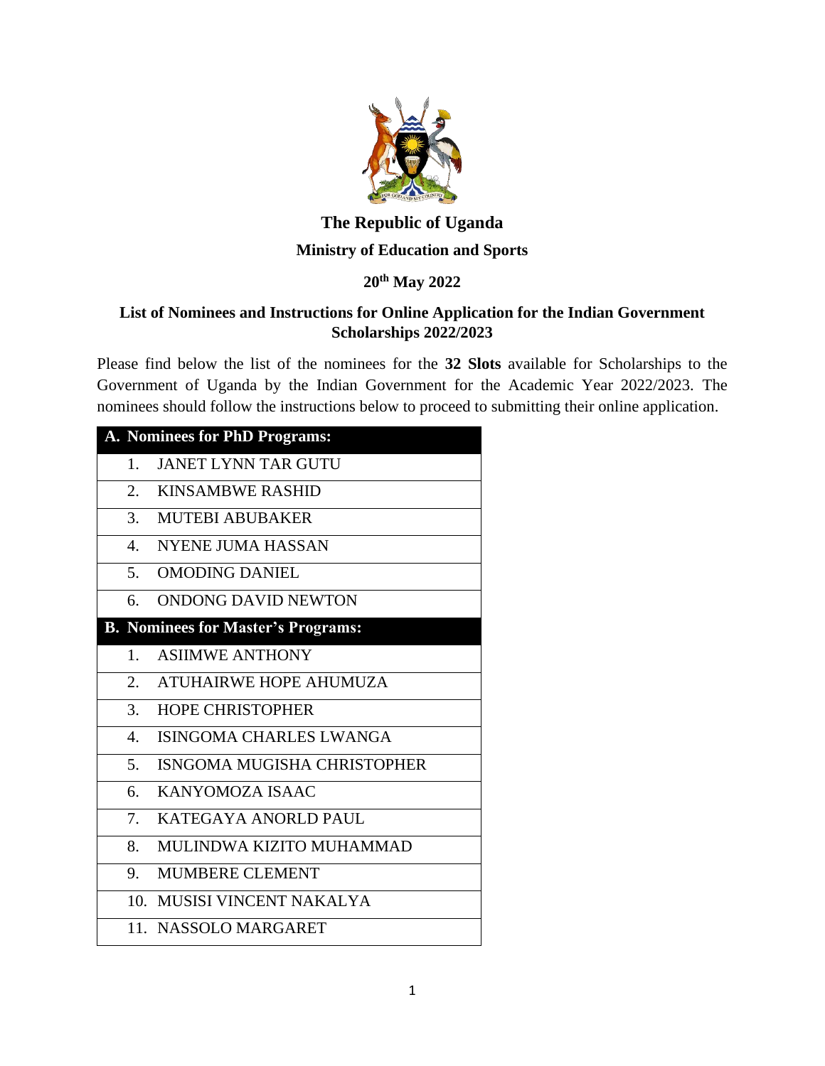# The Republic of Uganda

## Ministry of Education and Sports

**20th May 2022**

### List of Nominees and Instructions for Online Application for the Indian Government Scholarships 2022/2023

Please find below the list of the nominees for the **32 Slots** available for Scholarships to the Government of Uganda by the Indian Government for the Academic Year 2022/2023. The nominees should follow the instructions below to proceed to submitting their online application.

| A. Nominees for PhD Programs: |
|---|
| 1. JANET LYNN TAR GUTU |
| 2. KINSAMBWE RASHID |
| 3. MUTEBI ABUBAKER |
| 4. NYENE JUMA HASSAN |
| 5. OMODING DANIEL |
| 6. ONDONG DAVID NEWTON |
| **B. Nominees for Master's Programs:** |
| 1. ASIIMWE ANTHONY |
| 2. ATUHAIRWE HOPE AHUMUZA |
| 3. HOPE CHRISTOPHER |
| 4. ISINGOMA CHARLES LWANGA |
| 5. ISNGOMA MUGISHA CHRISTOPHER |
| 6. KANYOMOZA ISAAC |
| 7. KATEGAYA ANORLD PAUL |
| 8. MULINDWA KIZITO MUHAMMAD |
| 9. MUMBERE CLEMENT |
| 10. MUSISI VINCENT NAKALYA |
| 11. NASSOLO MARGARET |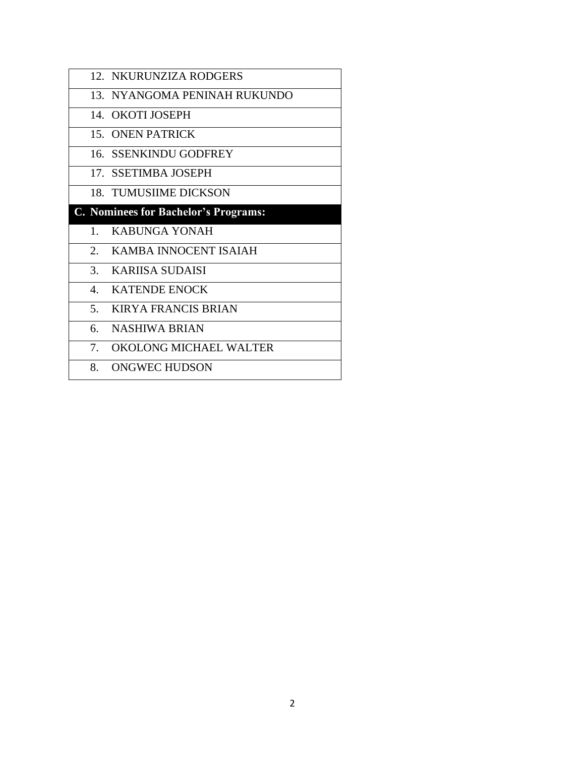12. NKURUNZIZA RODGERS
13. NYANGOMA PENINAH RUKUNDO
14. OKOTI JOSEPH
15. ONEN PATRICK
16. SSENKINDU GODFREY
17. SSETIMBA JOSEPH
18. TUMUSIIME DICKSON

**C. Nominees for Bachelor's Programs:**

1. KABUNGA YONAH
2. KAMBA INNOCENT ISAIAH
3. KARIISA SUDAISI
4. KATENDE ENOCK
5. KIRYA FRANCIS BRIAN
6. NASHIWA BRIAN
7. OKOLONG MICHAEL WALTER
8. ONGWEC HUDSON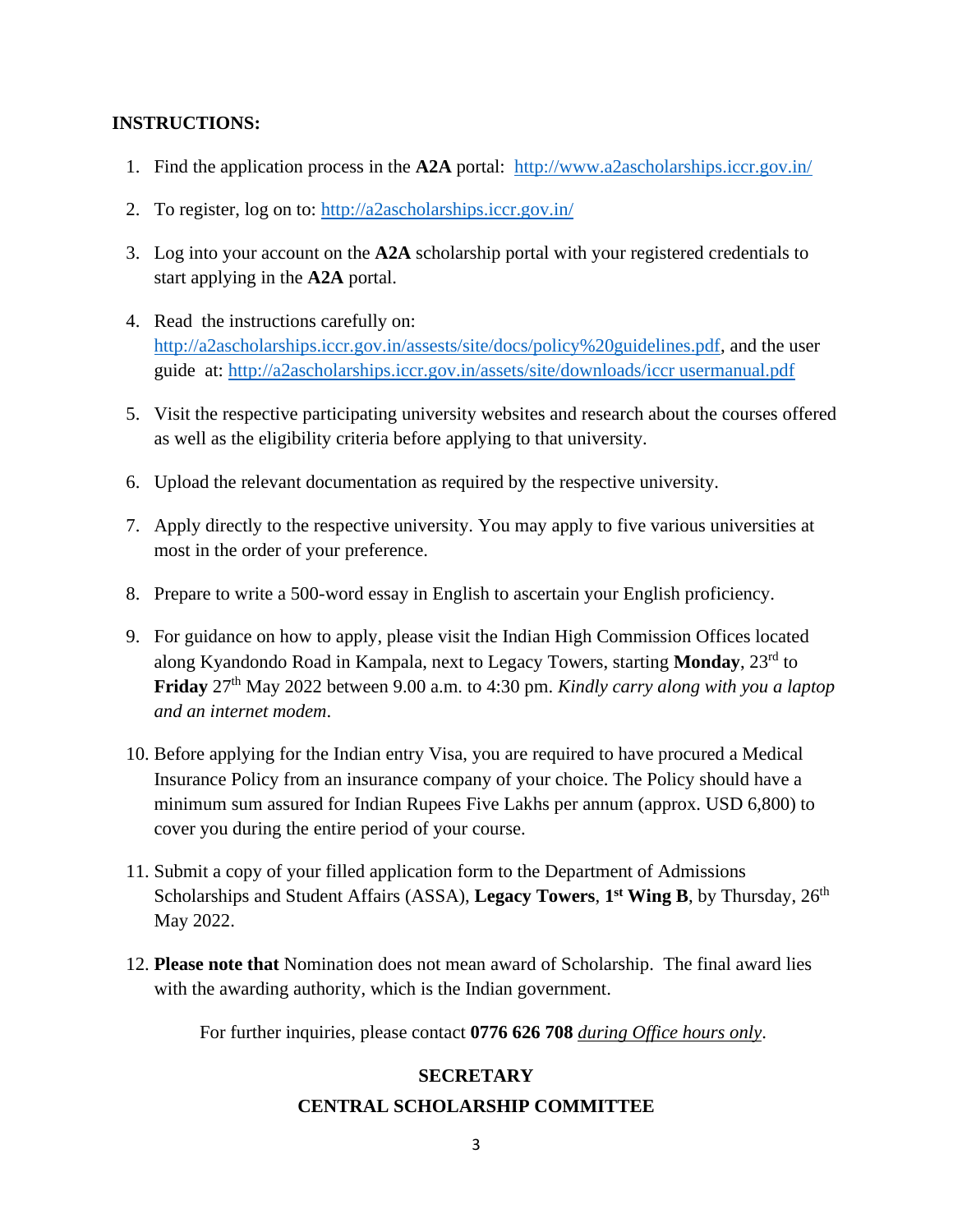**INSTRUCTIONS:**

1. Find the application process in the **A2A** portal: http://www.a2ascholarships.iccr.gov.in/
2. To register, log on to: http://a2ascholarships.iccr.gov.in/
3. Log into your account on the **A2A** scholarship portal with your registered credentials to start applying in the **A2A** portal.
4. Read the instructions carefully on: http://a2ascholarships.iccr.gov.in/assests/site/docs/policy%20guidelines.pdf, and the user guide at: http://a2ascholarships.iccr.gov.in/assets/site/downloads/iccr usermanual.pdf
5. Visit the respective participating university websites and research about the courses offered as well as the eligibility criteria before applying to that university.
6. Upload the relevant documentation as required by the respective university.
7. Apply directly to the respective university. You may apply to five various universities at most in the order of your preference.
8. Prepare to write a 500-word essay in English to ascertain your English proficiency.
9. For guidance on how to apply, please visit the Indian High Commission Offices located along Kyandondo Road in Kampala, next to Legacy Towers, starting **Monday**, 23rd to **Friday** 27th May 2022 between 9.00 a.m. to 4:30 pm. *Kindly carry along with you a laptop and an internet modem*.
10. Before applying for the Indian entry Visa, you are required to have procured a Medical Insurance Policy from an insurance company of your choice. The Policy should have a minimum sum assured for Indian Rupees Five Lakhs per annum (approx. USD 6,800) to cover you during the entire period of your course.
11. Submit a copy of your filled application form to the Department of Admissions Scholarships and Student Affairs (ASSA), **Legacy Towers**, **1st Wing B**, by Thursday, 26th May 2022.
12. **Please note that** Nomination does not mean award of Scholarship. The final award lies with the awarding authority, which is the Indian government.

For further inquiries, please contact **0776 626 708** *during Office hours only*.

**SECRETARY**

**CENTRAL SCHOLARSHIP COMMITTEE**